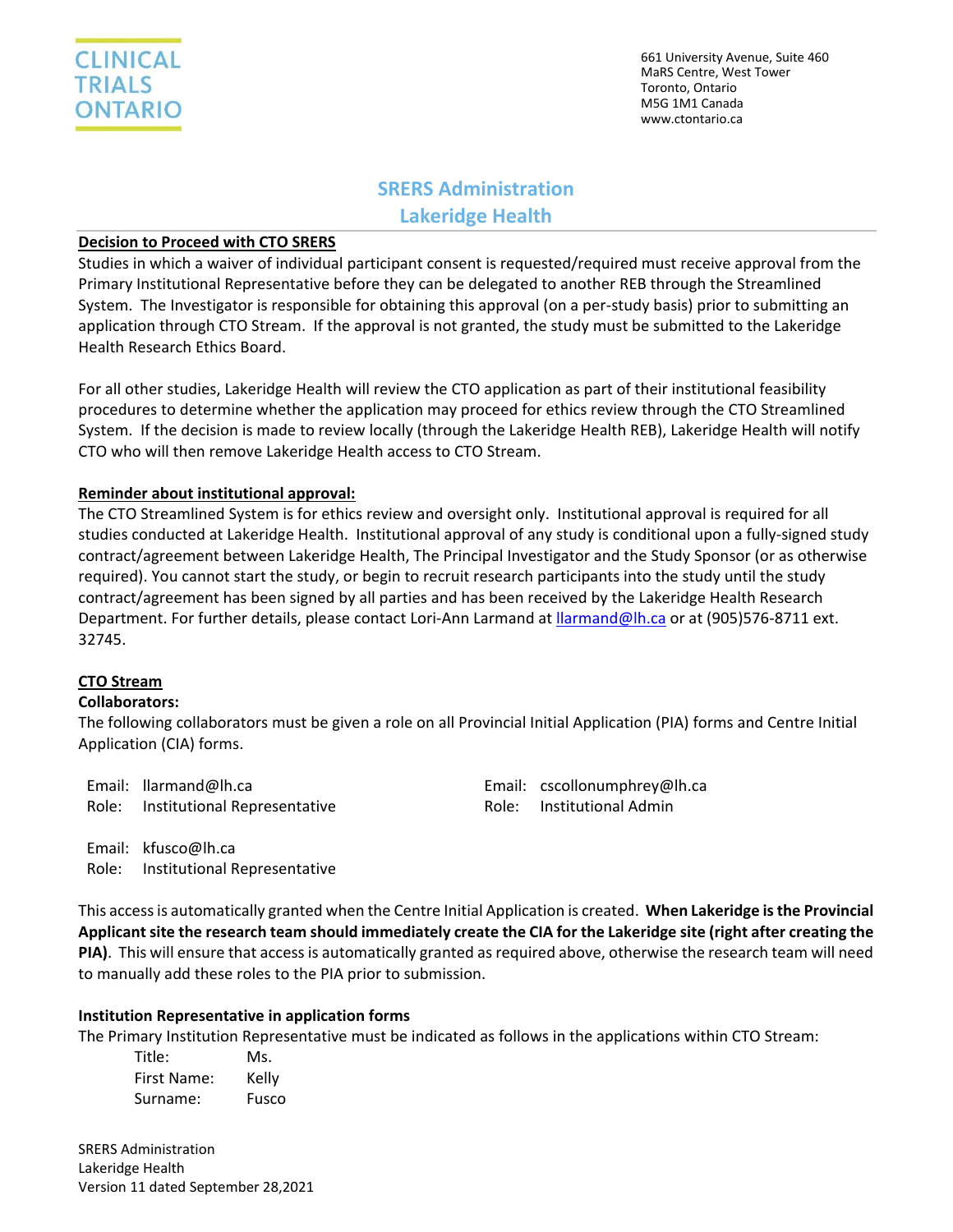CLINICAL TRIALS ONTARIO

661 University Avenue, Suite 460
MaRS Centre, West Tower
Toronto, Ontario
M5G 1M1 Canada
www.ctontario.ca

# SRERS Administration
# Lakeridge Health

**Decision to Proceed with CTO SRERS**

Studies in which a waiver of individual participant consent is requested/required must receive approval from the Primary Institutional Representative before they can be delegated to another REB through the Streamlined System. The Investigator is responsible for obtaining this approval (on a per-study basis) prior to submitting an application through CTO Stream. If the approval is not granted, the study must be submitted to the Lakeridge Health Research Ethics Board.

For all other studies, Lakeridge Health will review the CTO application as part of their institutional feasibility procedures to determine whether the application may proceed for ethics review through the CTO Streamlined System. If the decision is made to review locally (through the Lakeridge Health REB), Lakeridge Health will notify CTO who will then remove Lakeridge Health access to CTO Stream.

**Reminder about institutional approval:**

The CTO Streamlined System is for ethics review and oversight only. Institutional approval is required for all studies conducted at Lakeridge Health. Institutional approval of any study is conditional upon a fully-signed study contract/agreement between Lakeridge Health, The Principal Investigator and the Study Sponsor (or as otherwise required). You cannot start the study, or begin to recruit research participants into the study until the study contract/agreement has been signed by all parties and has been received by the Lakeridge Health Research Department. For further details, please contact Lori-Ann Larmand at llarmand@lh.ca or at (905)576-8711 ext. 32745.

**CTO Stream**

**Collaborators:**

The following collaborators must be given a role on all Provincial Initial Application (PIA) forms and Centre Initial Application (CIA) forms.

Email: llarmand@lh.ca
Role: Institutional Representative

Email: cscollonumphrey@lh.ca
Role: Institutional Admin

Email: kfusco@lh.ca
Role: Institutional Representative

This access is automatically granted when the Centre Initial Application is created. **When Lakeridge is the Provincial Applicant site the research team should immediately create the CIA for the Lakeridge site (right after creating the PIA)**. This will ensure that access is automatically granted as required above, otherwise the research team will need to manually add these roles to the PIA prior to submission.

**Institution Representative in application forms**

The Primary Institution Representative must be indicated as follows in the applications within CTO Stream:

Title: Ms.
First Name: Kelly
Surname: Fusco

SRERS Administration
Lakeridge Health
Version 11 dated September 28,2021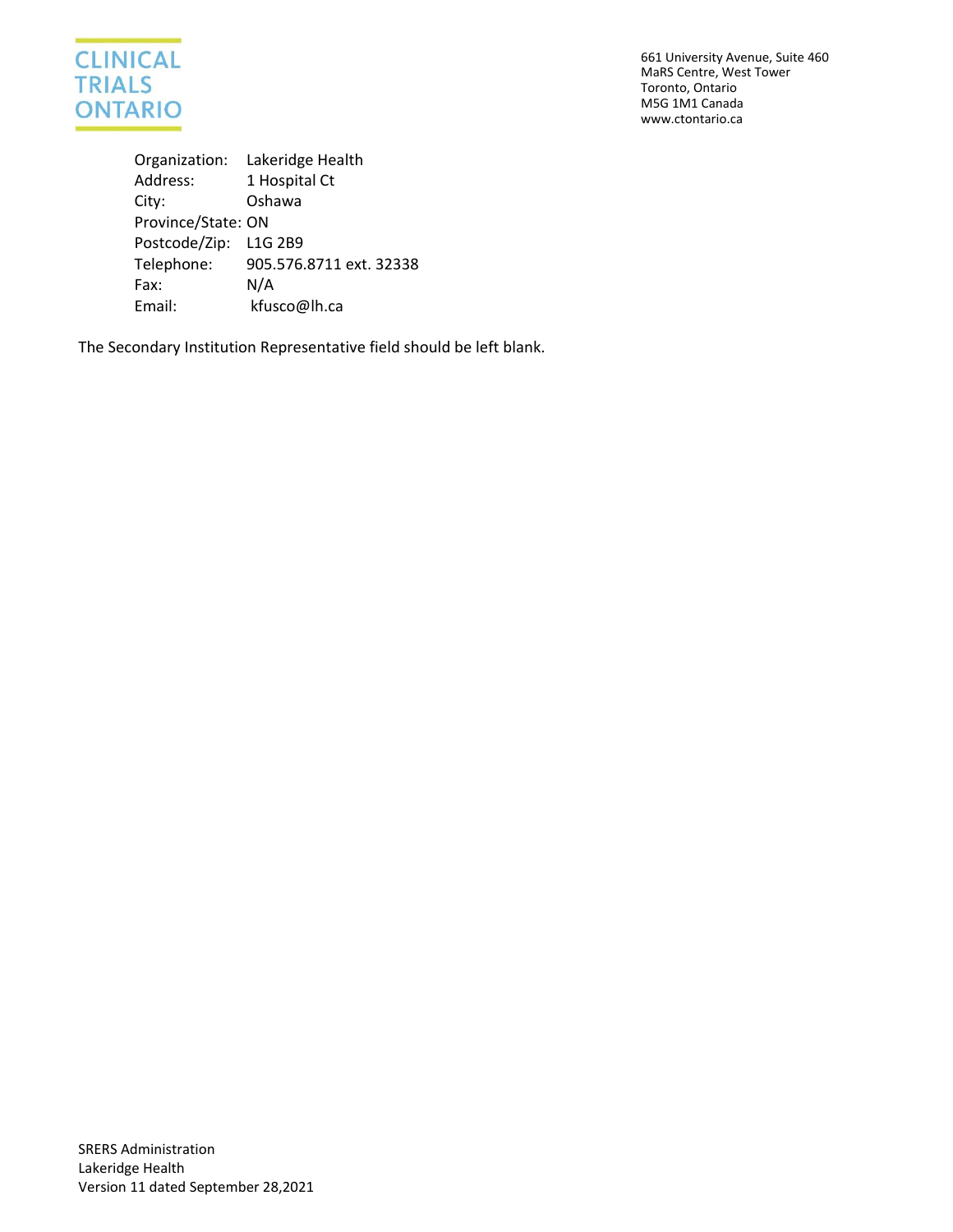| | |
|---|---|
| Organization: | Lakeridge Health |
| Address: | 1 Hospital Ct |
| City: | Oshawa |
| Province/State: | ON |
| Postcode/Zip: | L1G 2B9 |
| Telephone: | 905.576.8711 ext. 32338 |
| Fax: | N/A |
| Email: | kfusco@lh.ca |

The Secondary Institution Representative field should be left blank.